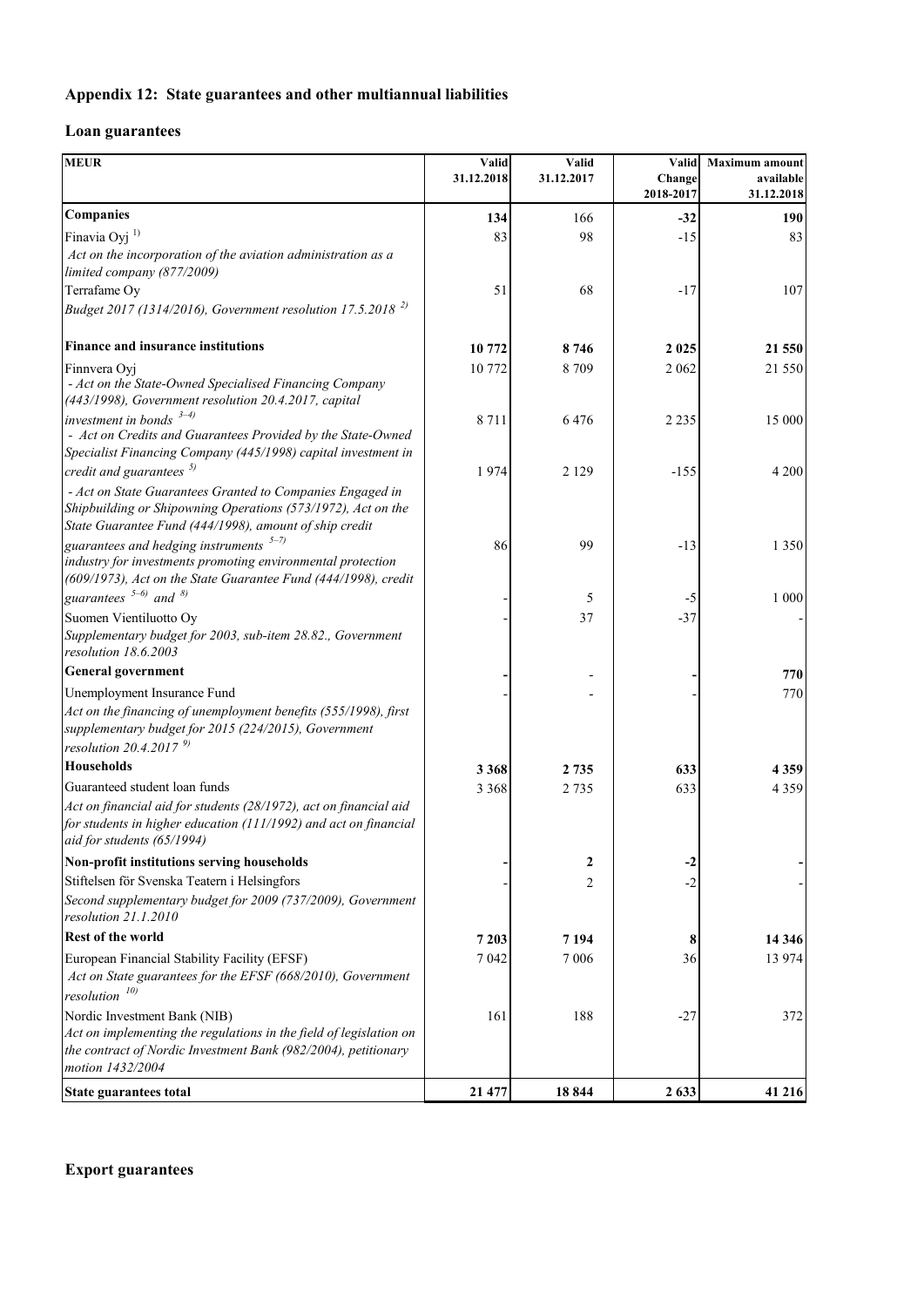## Appendix 12: State guarantees and other multiannual liabilities

### Loan guarantees

| MEUR | Valid 31.12.2018 | Valid 31.12.2017 | Valid Change 2018-2017 | Maximum amount available 31.12.2018 |
|---|---|---|---|---|
| **Companies** | **134** | 166 | **-32** | **190** |
| Finavia Oyj [1]<br>*Act on the incorporation of the aviation administration as a limited company (877/2009)* | 83 | 98 | -15 | 83 |
| Terrafame Oy<br>*Budget 2017 (1314/2016), Government resolution 17.5.2018* [2] | 51 | 68 | -17 | 107 |
| **Finance and insurance institutions** | **10 772** | **8 746** | **2 025** | **21 550** |
| Finnvera Oyj | 10 772 | 8 709 | 2 062 | 21 550 |
| *- Act on the State-Owned Specialised Financing Company (443/1998), Government resolution 20.4.2017, capital investment in bonds* [3–4] | 8 711 | 6 476 | 2 235 | 15 000 |
| *- Act on Credits and Guarantees Provided by the State-Owned Specialist Financing Company (445/1998) capital investment in credit and guarantees* [5] | 1 974 | 2 129 | -155 | 4 200 |
| *- Act on State Guarantees Granted to Companies Engaged in Shipbuilding or Shipowning Operations (573/1972), Act on the State Guarantee Fund (444/1998), amount of ship credit guarantees and hedging instruments* [5–7] | 86 | 99 | -13 | 1 350 |
| *industry for investments promoting environmental protection (609/1973), Act on the State Guarantee Fund (444/1998), credit guarantees* [5–6] *and* [8] | - | 5 | -5 | 1 000 |
| Suomen Vientiluotto Oy<br>*Supplementary budget for 2003, sub-item 28.82., Government resolution 18.6.2003* | - | 37 | -37 | - |
| **General government** | **-** | - | **-** | **770** |
| Unemployment Insurance Fund<br>*Act on the financing of unemployment benefits (555/1998), first supplementary budget for 2015 (224/2015), Government resolution 20.4.2017* [9] | - | - | - | 770 |
| **Households** | **3 368** | **2 735** | **633** | **4 359** |
| Guaranteed student loan funds<br>*Act on financial aid for students (28/1972), act on financial aid for students in higher education (111/1992) and act on financial aid for students (65/1994)* | 3 368 | 2 735 | 633 | 4 359 |
| **Non-profit institutions serving households** | **-** | **2** | **-2** | **-** |
| Stiftelsen för Svenska Teatern i Helsingfors<br>*Second supplementary budget for 2009 (737/2009), Government resolution 21.1.2010* | - | 2 | -2 | - |
| **Rest of the world** | **7 203** | **7 194** | **8** | **14 346** |
| European Financial Stability Facility (EFSF)<br>*Act on State guarantees for the EFSF (668/2010), Government resolution* [10] | 7 042 | 7 006 | 36 | 13 974 |
| Nordic Investment Bank (NIB)<br>*Act on implementing the regulations in the field of legislation on the contract of Nordic Investment Bank (982/2004), petitionary motion 1432/2004* | 161 | 188 | -27 | 372 |
| **State guarantees total** | **21 477** | **18 844** | **2 633** | **41 216** |

### Export guarantees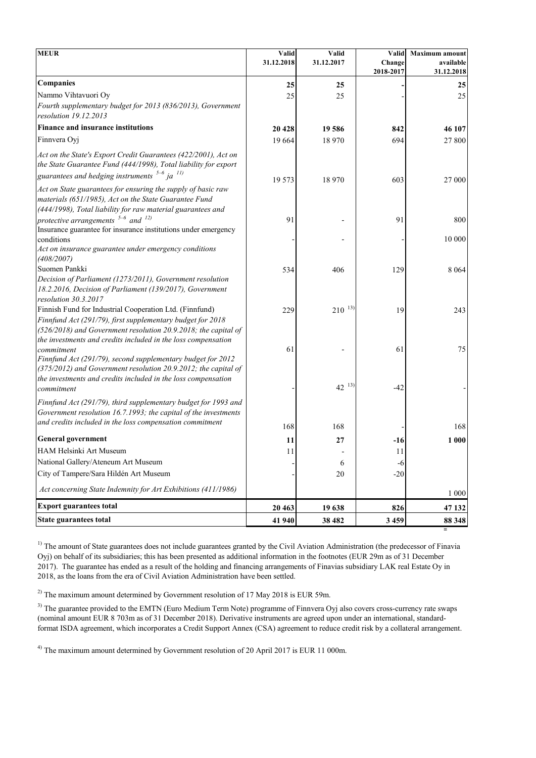| MEUR | Valid 31.12.2018 | Valid 31.12.2017 | Valid Change 2018-2017 | Maximum amount available 31.12.2018 |
|---|---|---|---|---|
| **Companies** | **25** | **25** | **-** | **25** |
| Nammo Vihtavuori Oy | 25 | 25 | - | 25 |
| *Fourth supplementary budget for 2013 (836/2013), Government resolution 19.12.2013* | | | | |
| **Finance and insurance institutions** | **20 428** | **19 586** | **842** | **46 107** |
| Finnvera Oyj | 19 664 | 18 970 | 694 | 27 800 |
| *Act on the State's Export Credit Guarantees (422/2001), Act on the State Guarantee Fund (444/1998), Total liability for export guarantees and hedging instruments* [5–6] *ja* [11] | 19 573 | 18 970 | 603 | 27 000 |
| *Act on State guarantees for ensuring the supply of basic raw materials (651/1985), Act on the State Guarantee Fund (444/1998), Total liability for raw material guarantees and protective arrangements* [5–6] *and* [12] | 91 | - | 91 | 800 |
| Insurance guarantee for insurance institutions under emergency conditions | - | - | - | 10 000 |
| *Act on insurance guarantee under emergency conditions (408/2007)* | | | | |
| Suomen Pankki | 534 | 406 | 129 | 8 064 |
| *Decision of Parliament (1273/2011), Government resolution 18.2.2016, Decision of Parliament (139/2017), Government resolution 30.3.2017* | | | | |
| Finnish Fund for Industrial Cooperation Ltd. (Finnfund) | 229 | 210 [13] | 19 | 243 |
| *Finnfund Act (291/79), first supplementary budget for 2018 (526/2018) and Government resolution 20.9.2018; the capital of the investments and credits included in the loss compensation commitment* | 61 | - | 61 | 75 |
| *Finnfund Act (291/79), second supplementary budget for 2012 (375/2012) and Government resolution 20.9.2012; the capital of the investments and credits included in the loss compensation commitment* | - | 42 [13] | -42 | - |
| *Finnfund Act (291/79), third supplementary budget for 1993 and Government resolution 16.7.1993; the capital of the investments and credits included in the loss compensation commitment* | 168 | 168 | - | 168 |
| **General government** | **11** | **27** | **-16** | **1 000** |
| HAM Helsinki Art Museum | 11 | - | 11 | |
| National Gallery/Ateneum Art Museum | - | 6 | -6 | |
| City of Tampere/Sara Hildén Art Museum | - | 20 | -20 | |
| *Act concerning State Indemnity for Art Exhibitions (411/1986)* | | | | 1 000 |
| **Export guarantees total** | **20 463** | **19 638** | **826** | **47 132** |
| **State guarantees total** | **41 940** | **38 482** | **3 459** | **88 348** |

[1] The amount of State guarantees does not include guarantees granted by the Civil Aviation Administration (the predecessor of Finavia Oyj) on behalf of its subsidiaries; this has been presented as additional information in the footnotes (EUR 29m as of 31 December 2017). The guarantee has ended as a result of the holding and financing arrangements of Finavias subsidiary LAK real Estate Oy in 2018, as the loans from the era of Civil Aviation Administration have been settled.

[2] The maximum amount determined by Government resolution of 17 May 2018 is EUR 59m.

[3] The guarantee provided to the EMTN (Euro Medium Term Note) programme of Finnvera Oyj also covers cross-currency rate swaps (nominal amount EUR 8 703m as of 31 December 2018). Derivative instruments are agreed upon under an international, standard-format ISDA agreement, which incorporates a Credit Support Annex (CSA) agreement to reduce credit risk by a collateral arrangement.

[4] The maximum amount determined by Government resolution of 20 April 2017 is EUR 11 000m.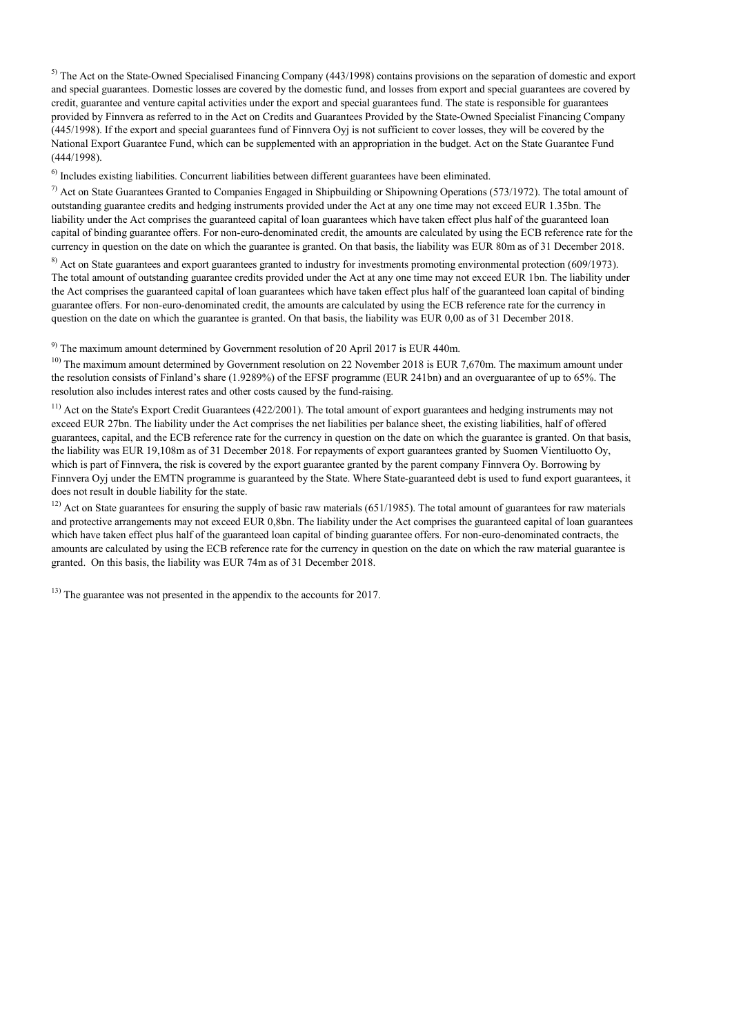[5] The Act on the State-Owned Specialised Financing Company (443/1998) contains provisions on the separation of domestic and export and special guarantees. Domestic losses are covered by the domestic fund, and losses from export and special guarantees are covered by credit, guarantee and venture capital activities under the export and special guarantees fund. The state is responsible for guarantees provided by Finnvera as referred to in the Act on Credits and Guarantees Provided by the State-Owned Specialist Financing Company (445/1998). If the export and special guarantees fund of Finnvera Oyj is not sufficient to cover losses, they will be covered by the National Export Guarantee Fund, which can be supplemented with an appropriation in the budget. Act on the State Guarantee Fund (444/1998).

[6] Includes existing liabilities. Concurrent liabilities between different guarantees have been eliminated.

[7] Act on State Guarantees Granted to Companies Engaged in Shipbuilding or Shipowning Operations (573/1972). The total amount of outstanding guarantee credits and hedging instruments provided under the Act at any one time may not exceed EUR 1.35bn. The liability under the Act comprises the guaranteed capital of loan guarantees which have taken effect plus half of the guaranteed loan capital of binding guarantee offers. For non-euro-denominated credit, the amounts are calculated by using the ECB reference rate for the currency in question on the date on which the guarantee is granted. On that basis, the liability was EUR 80m as of 31 December 2018.

[8] Act on State guarantees and export guarantees granted to industry for investments promoting environmental protection (609/1973). The total amount of outstanding guarantee credits provided under the Act at any one time may not exceed EUR 1bn. The liability under the Act comprises the guaranteed capital of loan guarantees which have taken effect plus half of the guaranteed loan capital of binding guarantee offers. For non-euro-denominated credit, the amounts are calculated by using the ECB reference rate for the currency in question on the date on which the guarantee is granted. On that basis, the liability was EUR 0,00 as of 31 December 2018.

[9] The maximum amount determined by Government resolution of 20 April 2017 is EUR 440m.

[10] The maximum amount determined by Government resolution on 22 November 2018 is EUR 7,670m. The maximum amount under the resolution consists of Finland's share (1.9289%) of the EFSF programme (EUR 241bn) and an overguarantee of up to 65%. The resolution also includes interest rates and other costs caused by the fund-raising.

[11] Act on the State's Export Credit Guarantees (422/2001). The total amount of export guarantees and hedging instruments may not exceed EUR 27bn. The liability under the Act comprises the net liabilities per balance sheet, the existing liabilities, half of offered guarantees, capital, and the ECB reference rate for the currency in question on the date on which the guarantee is granted. On that basis, the liability was EUR 19,108m as of 31 December 2018. For repayments of export guarantees granted by Suomen Vientiluotto Oy, which is part of Finnvera, the risk is covered by the export guarantee granted by the parent company Finnvera Oy. Borrowing by Finnvera Oyj under the EMTN programme is guaranteed by the State. Where State-guaranteed debt is used to fund export guarantees, it does not result in double liability for the state.

[12] Act on State guarantees for ensuring the supply of basic raw materials (651/1985). The total amount of guarantees for raw materials and protective arrangements may not exceed EUR 0,8bn. The liability under the Act comprises the guaranteed capital of loan guarantees which have taken effect plus half of the guaranteed loan capital of binding guarantee offers. For non-euro-denominated contracts, the amounts are calculated by using the ECB reference rate for the currency in question on the date on which the raw material guarantee is granted. On this basis, the liability was EUR 74m as of 31 December 2018.

[13] The guarantee was not presented in the appendix to the accounts for 2017.